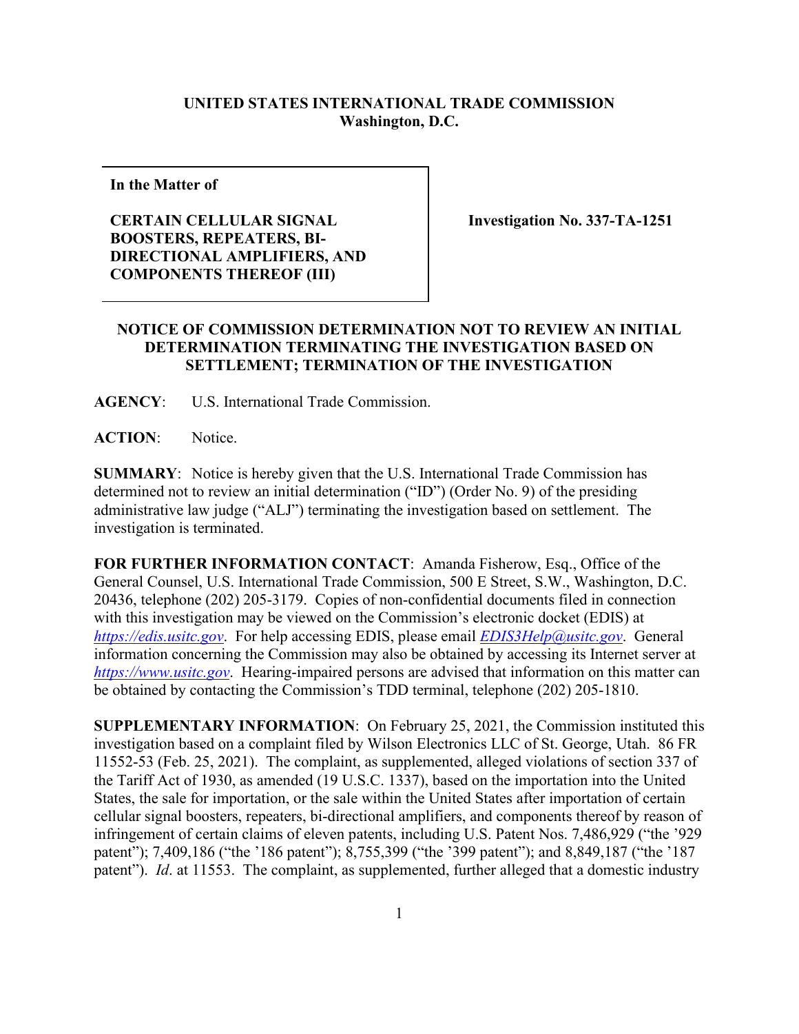**UNITED STATES INTERNATIONAL TRADE COMMISSION**
**Washington, D.C.**

| In the Matter of<br><br>**CERTAIN CELLULAR SIGNAL BOOSTERS, REPEATERS, BI-DIRECTIONAL AMPLIFIERS, AND COMPONENTS THEREOF (III)** | **Investigation No. 337-TA-1251** |
|---|---|

**NOTICE OF COMMISSION DETERMINATION NOT TO REVIEW AN INITIAL DETERMINATION TERMINATING THE INVESTIGATION BASED ON SETTLEMENT; TERMINATION OF THE INVESTIGATION**

**AGENCY**: U.S. International Trade Commission.

**ACTION**: Notice.

**SUMMARY**: Notice is hereby given that the U.S. International Trade Commission has determined not to review an initial determination ("ID") (Order No. 9) of the presiding administrative law judge ("ALJ") terminating the investigation based on settlement. The investigation is terminated.

**FOR FURTHER INFORMATION CONTACT**: Amanda Fisherow, Esq., Office of the General Counsel, U.S. International Trade Commission, 500 E Street, S.W., Washington, D.C. 20436, telephone (202) 205-3179. Copies of non-confidential documents filed in connection with this investigation may be viewed on the Commission's electronic docket (EDIS) at *https://edis.usitc.gov*. For help accessing EDIS, please email *EDIS3Help@usitc.gov*. General information concerning the Commission may also be obtained by accessing its Internet server at *https://www.usitc.gov*. Hearing-impaired persons are advised that information on this matter can be obtained by contacting the Commission's TDD terminal, telephone (202) 205-1810.

**SUPPLEMENTARY INFORMATION**: On February 25, 2021, the Commission instituted this investigation based on a complaint filed by Wilson Electronics LLC of St. George, Utah. 86 FR 11552-53 (Feb. 25, 2021). The complaint, as supplemented, alleged violations of section 337 of the Tariff Act of 1930, as amended (19 U.S.C. 1337), based on the importation into the United States, the sale for importation, or the sale within the United States after importation of certain cellular signal boosters, repeaters, bi-directional amplifiers, and components thereof by reason of infringement of certain claims of eleven patents, including U.S. Patent Nos. 7,486,929 ("the '929 patent"); 7,409,186 ("the '186 patent"); 8,755,399 ("the '399 patent"); and 8,849,187 ("the '187 patent"). *Id*. at 11553. The complaint, as supplemented, further alleged that a domestic industry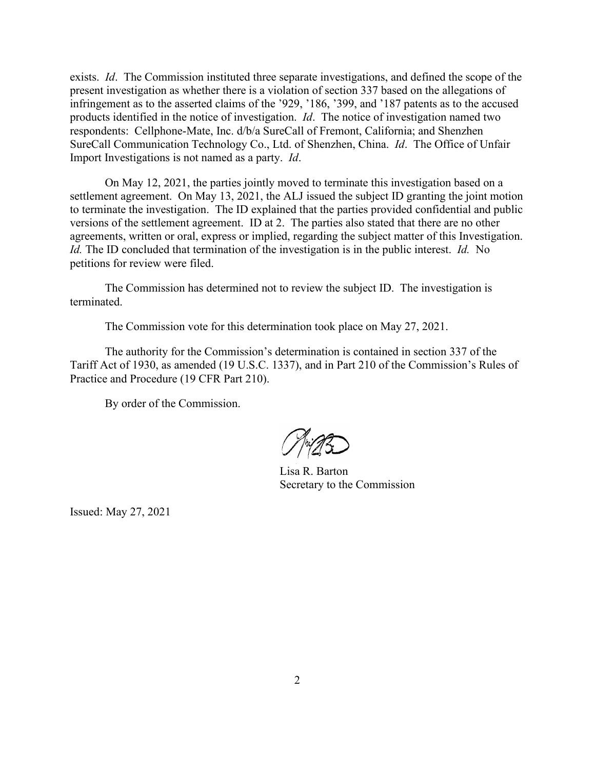exists. *Id*. The Commission instituted three separate investigations, and defined the scope of the present investigation as whether there is a violation of section 337 based on the allegations of infringement as to the asserted claims of the '929, '186, '399, and '187 patents as to the accused products identified in the notice of investigation. *Id*. The notice of investigation named two respondents: Cellphone-Mate, Inc. d/b/a SureCall of Fremont, California; and Shenzhen SureCall Communication Technology Co., Ltd. of Shenzhen, China. *Id*. The Office of Unfair Import Investigations is not named as a party. *Id*.

On May 12, 2021, the parties jointly moved to terminate this investigation based on a settlement agreement. On May 13, 2021, the ALJ issued the subject ID granting the joint motion to terminate the investigation. The ID explained that the parties provided confidential and public versions of the settlement agreement. ID at 2. The parties also stated that there are no other agreements, written or oral, express or implied, regarding the subject matter of this Investigation. *Id.* The ID concluded that termination of the investigation is in the public interest. *Id.* No petitions for review were filed.

The Commission has determined not to review the subject ID. The investigation is terminated.

The Commission vote for this determination took place on May 27, 2021.

The authority for the Commission's determination is contained in section 337 of the Tariff Act of 1930, as amended (19 U.S.C. 1337), and in Part 210 of the Commission's Rules of Practice and Procedure (19 CFR Part 210).

By order of the Commission.

Lisa R. Barton
Secretary to the Commission

Issued: May 27, 2021